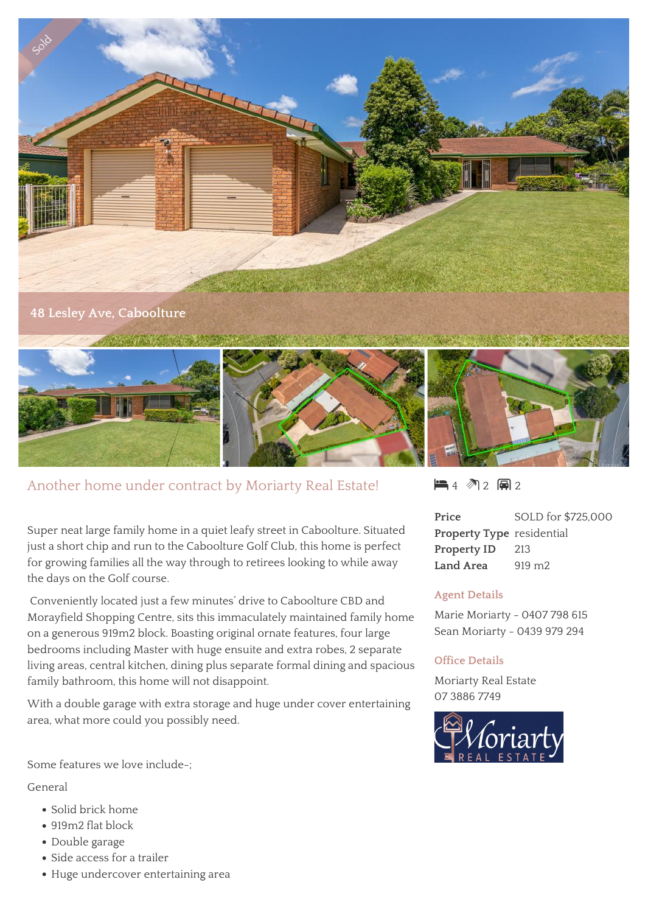48 Lesley Ave, Caboolture

## Another home under contract by Moriarty Real Estate!

4 bed | 2 bath | 2 car

| | |
|---|---|
| **Price** | SOLD for $725,000 |
| **Property Type** | residential |
| **Property ID** | 213 |
| **Land Area** | 919 m2 |

### Agent Details

Marie Moriarty - 0407 798 615
Sean Moriarty - 0439 979 294

### Office Details

Moriarty Real Estate
07 3886 7749

Super neat large family home in a quiet leafy street in Caboolture. Situated just a short chip and run to the Caboolture Golf Club, this home is perfect for growing families all the way through to retirees looking to while away the days on the Golf course.

Conveniently located just a few minutes' drive to Caboolture CBD and Morayfield Shopping Centre, sits this immaculately maintained family home on a generous 919m2 block. Boasting original ornate features, four large bedrooms including Master with huge ensuite and extra robes, 2 separate living areas, central kitchen, dining plus separate formal dining and spacious family bathroom, this home will not disappoint.

With a double garage with extra storage and huge under cover entertaining area, what more could you possibly need.

Some features we love include-;

General

- Solid brick home
- 919m2 flat block
- Double garage
- Side access for a trailer
- Huge undercover entertaining area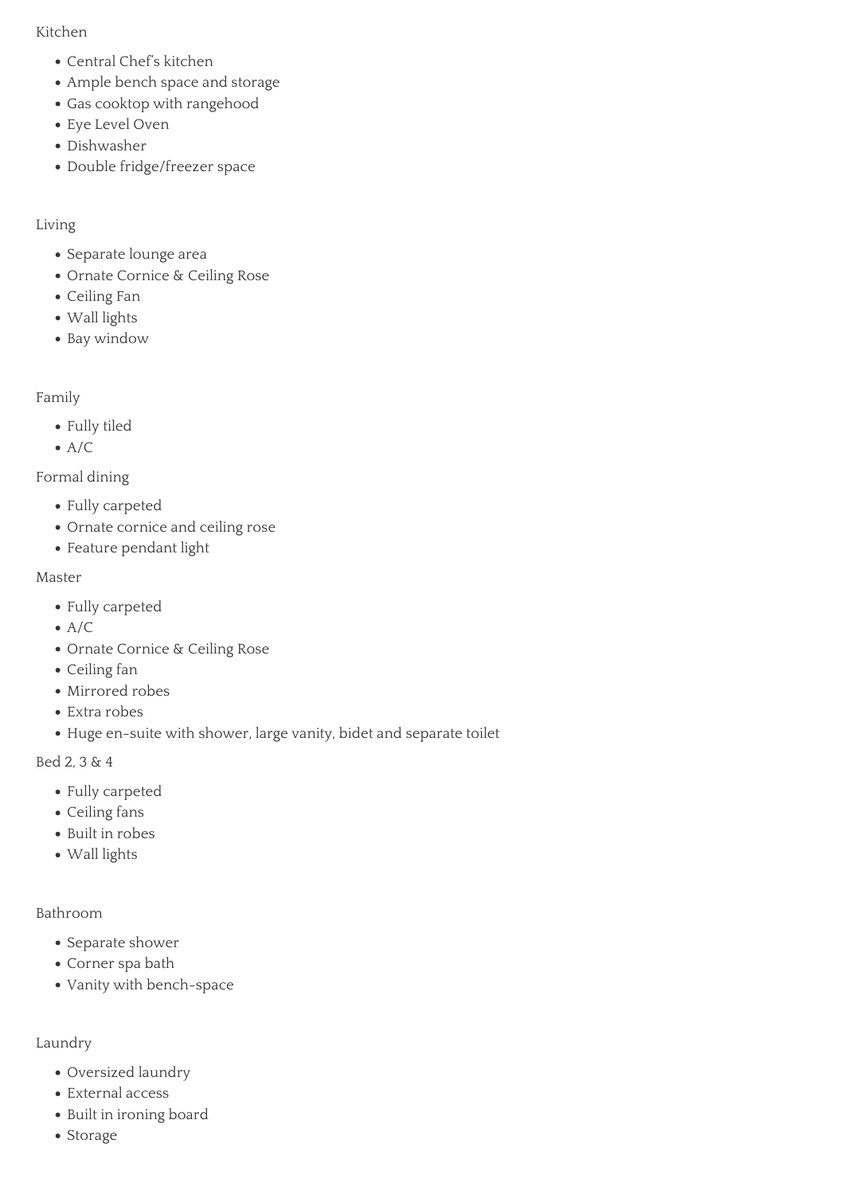Kitchen

- Central Chef's kitchen
- Ample bench space and storage
- Gas cooktop with rangehood
- Eye Level Oven
- Dishwasher
- Double fridge/freezer space

Living

- Separate lounge area
- Ornate Cornice & Ceiling Rose
- Ceiling Fan
- Wall lights
- Bay window

Family

- Fully tiled
- A/C

Formal dining

- Fully carpeted
- Ornate cornice and ceiling rose
- Feature pendant light

Master

- Fully carpeted
- A/C
- Ornate Cornice & Ceiling Rose
- Ceiling fan
- Mirrored robes
- Extra robes
- Huge en-suite with shower, large vanity, bidet and separate toilet

Bed 2, 3 & 4

- Fully carpeted
- Ceiling fans
- Built in robes
- Wall lights

Bathroom

- Separate shower
- Corner spa bath
- Vanity with bench-space

Laundry

- Oversized laundry
- External access
- Built in ironing board
- Storage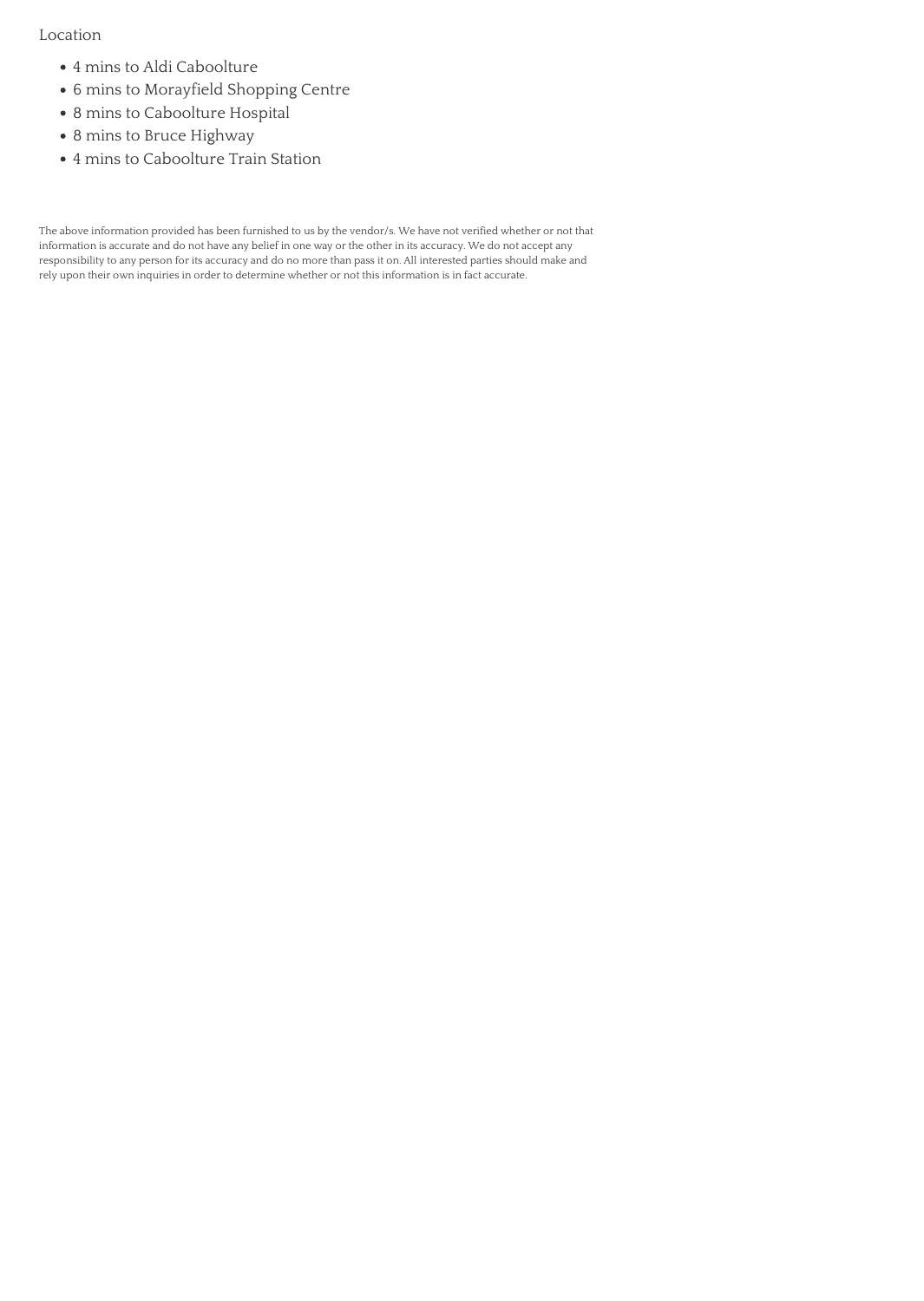Location

- 4 mins to Aldi Caboolture
- 6 mins to Morayfield Shopping Centre
- 8 mins to Caboolture Hospital
- 8 mins to Bruce Highway
- 4 mins to Caboolture Train Station

The above information provided has been furnished to us by the vendor/s. We have not verified whether or not that information is accurate and do not have any belief in one way or the other in its accuracy. We do not accept any responsibility to any person for its accuracy and do no more than pass it on. All interested parties should make and rely upon their own inquiries in order to determine whether or not this information is in fact accurate.